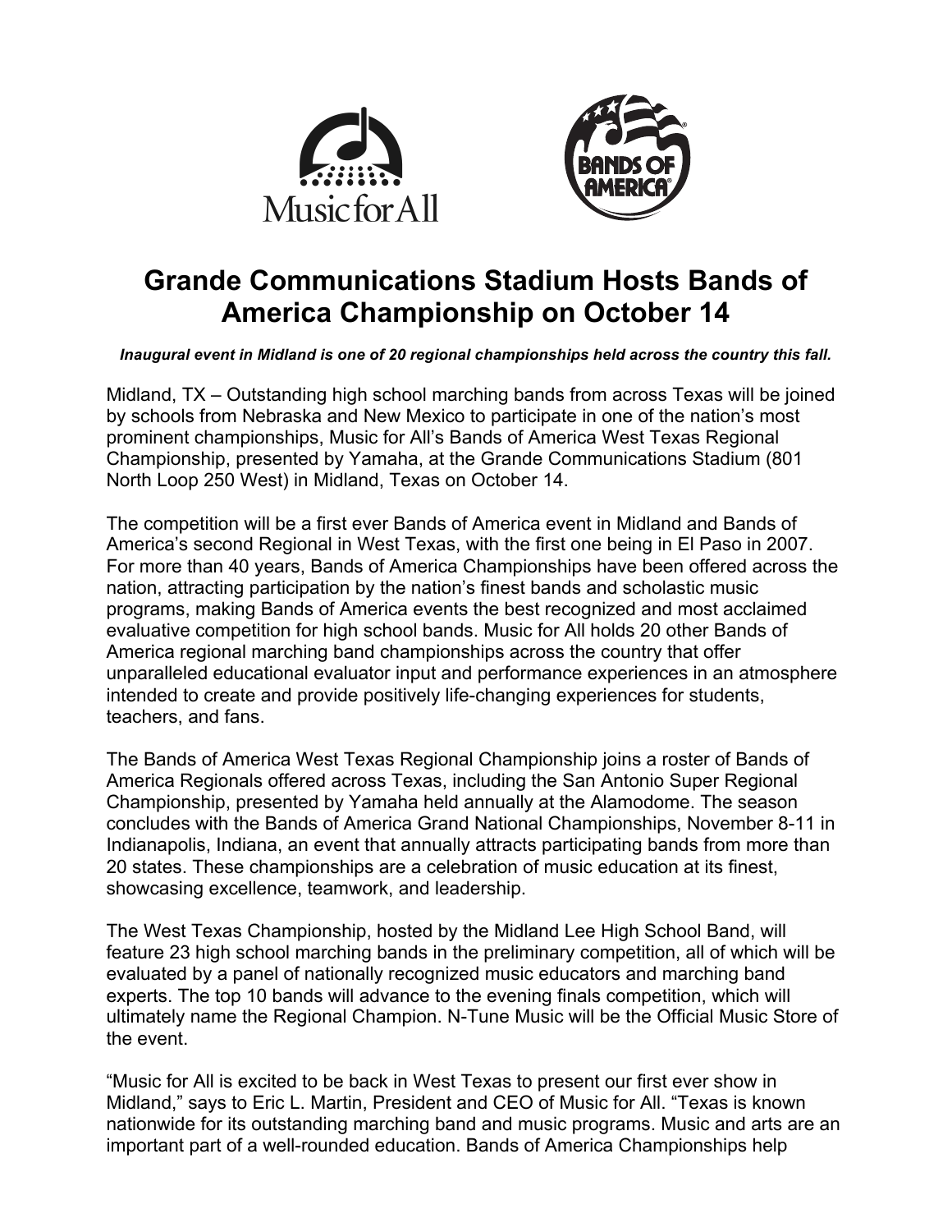# Grande Communications Stadium Hosts Bands of America Championship on October 14

***Inaugural event in Midland is one of 20 regional championships held across the country this fall.***

Midland, TX – Outstanding high school marching bands from across Texas will be joined by schools from Nebraska and New Mexico to participate in one of the nation's most prominent championships, Music for All's Bands of America West Texas Regional Championship, presented by Yamaha, at the Grande Communications Stadium (801 North Loop 250 West) in Midland, Texas on October 14.

The competition will be a first ever Bands of America event in Midland and Bands of America's second Regional in West Texas, with the first one being in El Paso in 2007. For more than 40 years, Bands of America Championships have been offered across the nation, attracting participation by the nation's finest bands and scholastic music programs, making Bands of America events the best recognized and most acclaimed evaluative competition for high school bands. Music for All holds 20 other Bands of America regional marching band championships across the country that offer unparalleled educational evaluator input and performance experiences in an atmosphere intended to create and provide positively life-changing experiences for students, teachers, and fans.

The Bands of America West Texas Regional Championship joins a roster of Bands of America Regionals offered across Texas, including the San Antonio Super Regional Championship, presented by Yamaha held annually at the Alamodome. The season concludes with the Bands of America Grand National Championships, November 8-11 in Indianapolis, Indiana, an event that annually attracts participating bands from more than 20 states. These championships are a celebration of music education at its finest, showcasing excellence, teamwork, and leadership.

The West Texas Championship, hosted by the Midland Lee High School Band, will feature 23 high school marching bands in the preliminary competition, all of which will be evaluated by a panel of nationally recognized music educators and marching band experts. The top 10 bands will advance to the evening finals competition, which will ultimately name the Regional Champion. N-Tune Music will be the Official Music Store of the event.

"Music for All is excited to be back in West Texas to present our first ever show in Midland," says to Eric L. Martin, President and CEO of Music for All. "Texas is known nationwide for its outstanding marching band and music programs. Music and arts are an important part of a well-rounded education. Bands of America Championships help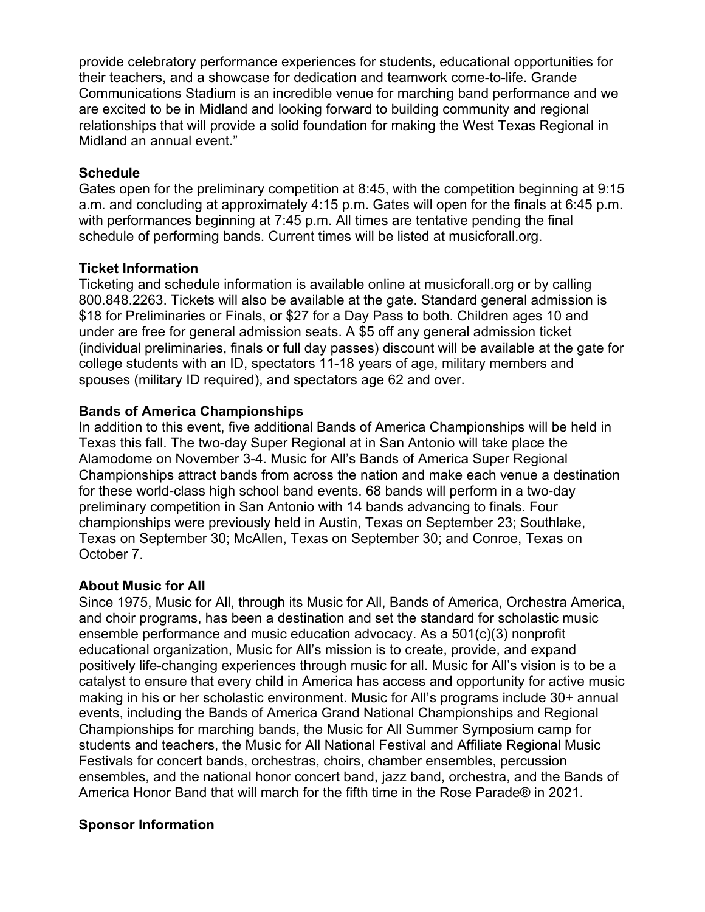provide celebratory performance experiences for students, educational opportunities for their teachers, and a showcase for dedication and teamwork come-to-life. Grande Communications Stadium is an incredible venue for marching band performance and we are excited to be in Midland and looking forward to building community and regional relationships that will provide a solid foundation for making the West Texas Regional in Midland an annual event."

**Schedule**

Gates open for the preliminary competition at 8:45, with the competition beginning at 9:15 a.m. and concluding at approximately 4:15 p.m. Gates will open for the finals at 6:45 p.m. with performances beginning at 7:45 p.m. All times are tentative pending the final schedule of performing bands. Current times will be listed at musicforall.org.

**Ticket Information**

Ticketing and schedule information is available online at musicforall.org or by calling 800.848.2263. Tickets will also be available at the gate. Standard general admission is $18 for Preliminaries or Finals, or $27 for a Day Pass to both. Children ages 10 and under are free for general admission seats. A $5 off any general admission ticket (individual preliminaries, finals or full day passes) discount will be available at the gate for college students with an ID, spectators 11-18 years of age, military members and spouses (military ID required), and spectators age 62 and over.

**Bands of America Championships**

In addition to this event, five additional Bands of America Championships will be held in Texas this fall. The two-day Super Regional at in San Antonio will take place the Alamodome on November 3-4. Music for All's Bands of America Super Regional Championships attract bands from across the nation and make each venue a destination for these world-class high school band events. 68 bands will perform in a two-day preliminary competition in San Antonio with 14 bands advancing to finals. Four championships were previously held in Austin, Texas on September 23; Southlake, Texas on September 30; McAllen, Texas on September 30; and Conroe, Texas on October 7.

**About Music for All**

Since 1975, Music for All, through its Music for All, Bands of America, Orchestra America, and choir programs, has been a destination and set the standard for scholastic music ensemble performance and music education advocacy. As a 501(c)(3) nonprofit educational organization, Music for All's mission is to create, provide, and expand positively life-changing experiences through music for all. Music for All's vision is to be a catalyst to ensure that every child in America has access and opportunity for active music making in his or her scholastic environment. Music for All's programs include 30+ annual events, including the Bands of America Grand National Championships and Regional Championships for marching bands, the Music for All Summer Symposium camp for students and teachers, the Music for All National Festival and Affiliate Regional Music Festivals for concert bands, orchestras, choirs, chamber ensembles, percussion ensembles, and the national honor concert band, jazz band, orchestra, and the Bands of America Honor Band that will march for the fifth time in the Rose Parade® in 2021.

**Sponsor Information**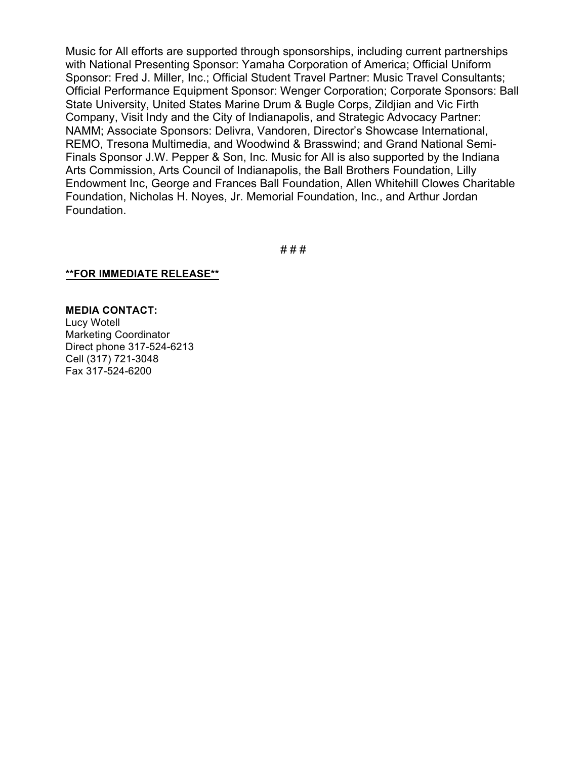Music for All efforts are supported through sponsorships, including current partnerships with National Presenting Sponsor: Yamaha Corporation of America; Official Uniform Sponsor: Fred J. Miller, Inc.; Official Student Travel Partner: Music Travel Consultants; Official Performance Equipment Sponsor: Wenger Corporation; Corporate Sponsors: Ball State University, United States Marine Drum & Bugle Corps, Zildjian and Vic Firth Company, Visit Indy and the City of Indianapolis, and Strategic Advocacy Partner: NAMM; Associate Sponsors: Delivra, Vandoren, Director's Showcase International, REMO, Tresona Multimedia, and Woodwind & Brasswind; and Grand National Semi-Finals Sponsor J.W. Pepper & Son, Inc. Music for All is also supported by the Indiana Arts Commission, Arts Council of Indianapolis, the Ball Brothers Foundation, Lilly Endowment Inc, George and Frances Ball Foundation, Allen Whitehill Clowes Charitable Foundation, Nicholas H. Noyes, Jr. Memorial Foundation, Inc., and Arthur Jordan Foundation.

# # #

**<u>**FOR IMMEDIATE RELEASE**</u>**

**MEDIA CONTACT:**
Lucy Wotell
Marketing Coordinator
Direct phone 317-524-6213
Cell (317) 721-3048
Fax 317-524-6200